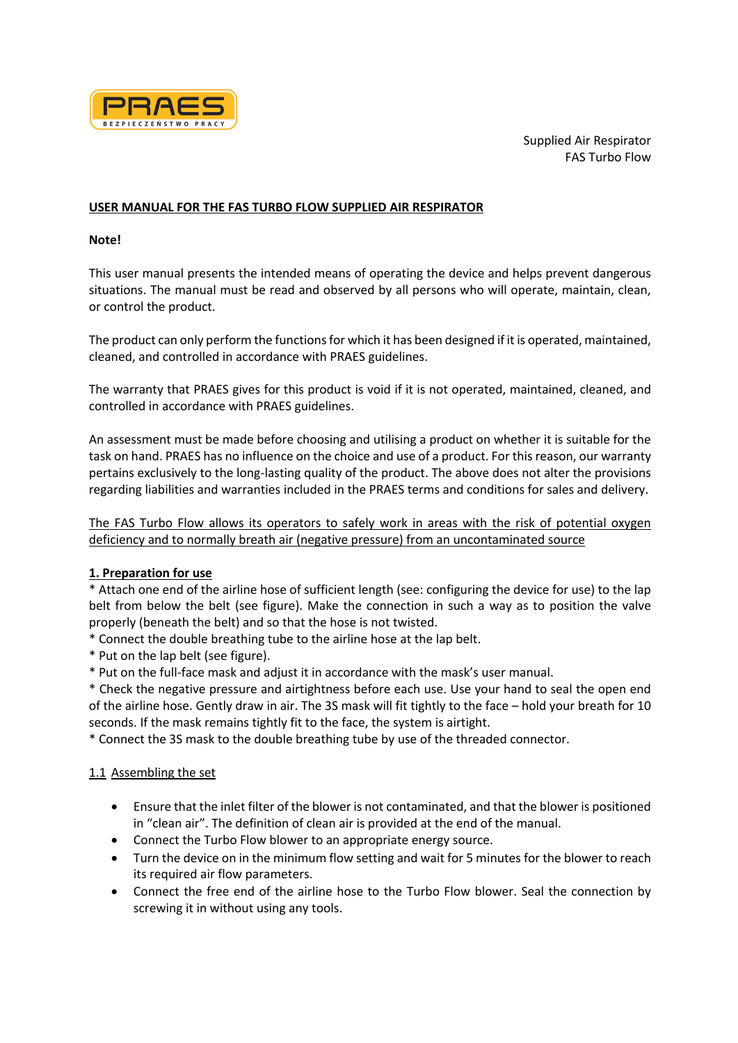PRAES

BEZPIECZEŃSTWO PRACY

Supplied Air Respirator
FAS Turbo Flow

**USER MANUAL FOR THE FAS TURBO FLOW SUPPLIED AIR RESPIRATOR**

**Note!**

This user manual presents the intended means of operating the device and helps prevent dangerous situations. The manual must be read and observed by all persons who will operate, maintain, clean, or control the product.

The product can only perform the functions for which it has been designed if it is operated, maintained, cleaned, and controlled in accordance with PRAES guidelines.

The warranty that PRAES gives for this product is void if it is not operated, maintained, cleaned, and controlled in accordance with PRAES guidelines.

An assessment must be made before choosing and utilising a product on whether it is suitable for the task on hand. PRAES has no influence on the choice and use of a product. For this reason, our warranty pertains exclusively to the long-lasting quality of the product. The above does not alter the provisions regarding liabilities and warranties included in the PRAES terms and conditions for sales and delivery.

The FAS Turbo Flow allows its operators to safely work in areas with the risk of potential oxygen deficiency and to normally breath air (negative pressure) from an uncontaminated source

## 1. Preparation for use

* Attach one end of the airline hose of sufficient length (see: configuring the device for use) to the lap belt from below the belt (see figure). Make the connection in such a way as to position the valve properly (beneath the belt) and so that the hose is not twisted.
* Connect the double breathing tube to the airline hose at the lap belt.
* Put on the lap belt (see figure).
* Put on the full-face mask and adjust it in accordance with the mask's user manual.
* Check the negative pressure and airtightness before each use. Use your hand to seal the open end of the airline hose. Gently draw in air. The 3S mask will fit tightly to the face – hold your breath for 10 seconds. If the mask remains tightly fit to the face, the system is airtight.
* Connect the 3S mask to the double breathing tube by use of the threaded connector.

### 1.1 Assembling the set

- Ensure that the inlet filter of the blower is not contaminated, and that the blower is positioned in "clean air". The definition of clean air is provided at the end of the manual.
- Connect the Turbo Flow blower to an appropriate energy source.
- Turn the device on in the minimum flow setting and wait for 5 minutes for the blower to reach its required air flow parameters.
- Connect the free end of the airline hose to the Turbo Flow blower. Seal the connection by screwing it in without using any tools.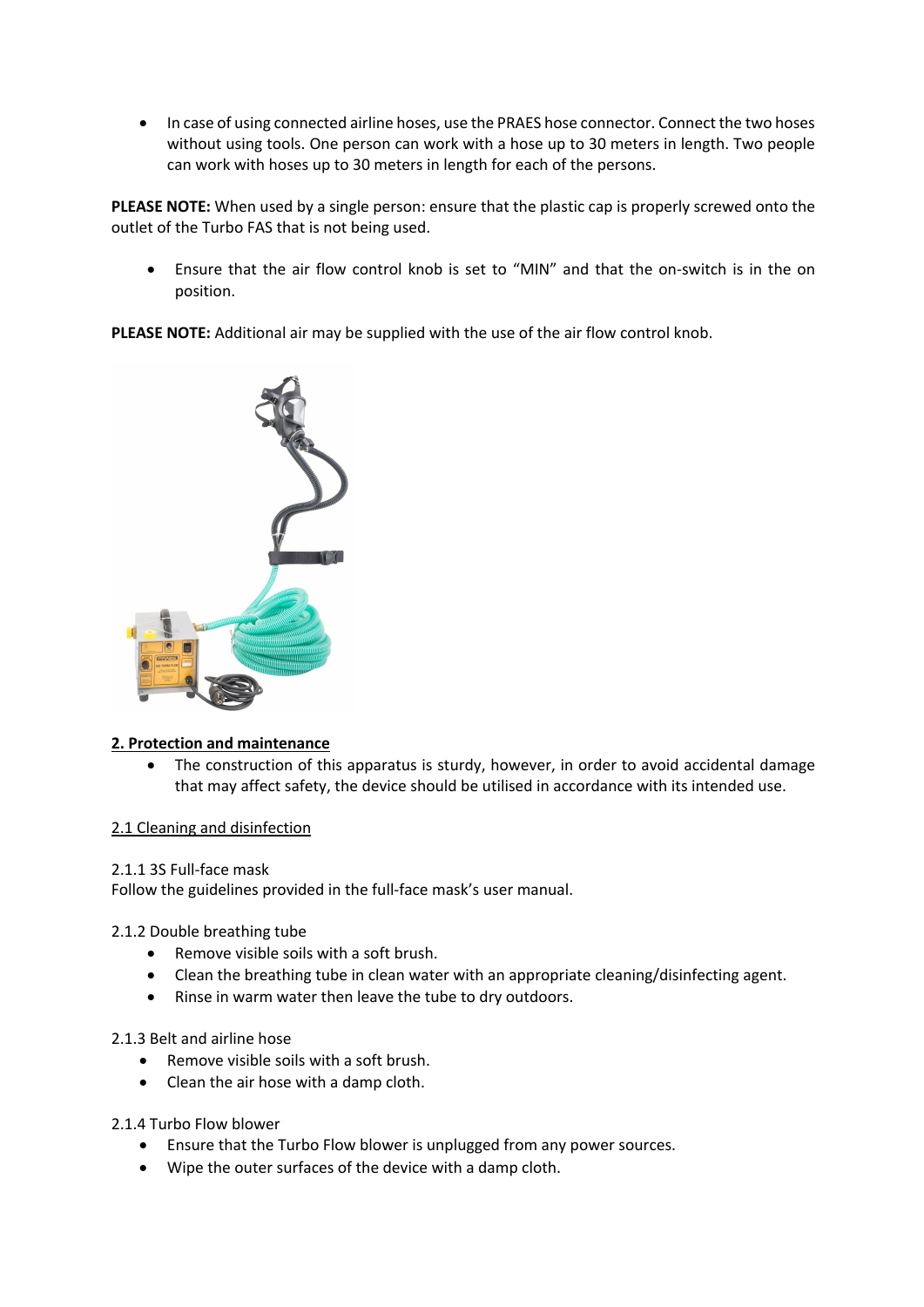- In case of using connected airline hoses, use the PRAES hose connector. Connect the two hoses without using tools. One person can work with a hose up to 30 meters in length. Two people can work with hoses up to 30 meters in length for each of the persons.

**PLEASE NOTE:** When used by a single person: ensure that the plastic cap is properly screwed onto the outlet of the Turbo FAS that is not being used.

- Ensure that the air flow control knob is set to "MIN" and that the on-switch is in the on position.

**PLEASE NOTE:** Additional air may be supplied with the use of the air flow control knob.

## 2. Protection and maintenance

- The construction of this apparatus is sturdy, however, in order to avoid accidental damage that may affect safety, the device should be utilised in accordance with its intended use.

### 2.1 Cleaning and disinfection

2.1.1 3S Full-face mask

Follow the guidelines provided in the full-face mask's user manual.

2.1.2 Double breathing tube

- Remove visible soils with a soft brush.
- Clean the breathing tube in clean water with an appropriate cleaning/disinfecting agent.
- Rinse in warm water then leave the tube to dry outdoors.

2.1.3 Belt and airline hose

- Remove visible soils with a soft brush.
- Clean the air hose with a damp cloth.

2.1.4 Turbo Flow blower

- Ensure that the Turbo Flow blower is unplugged from any power sources.
- Wipe the outer surfaces of the device with a damp cloth.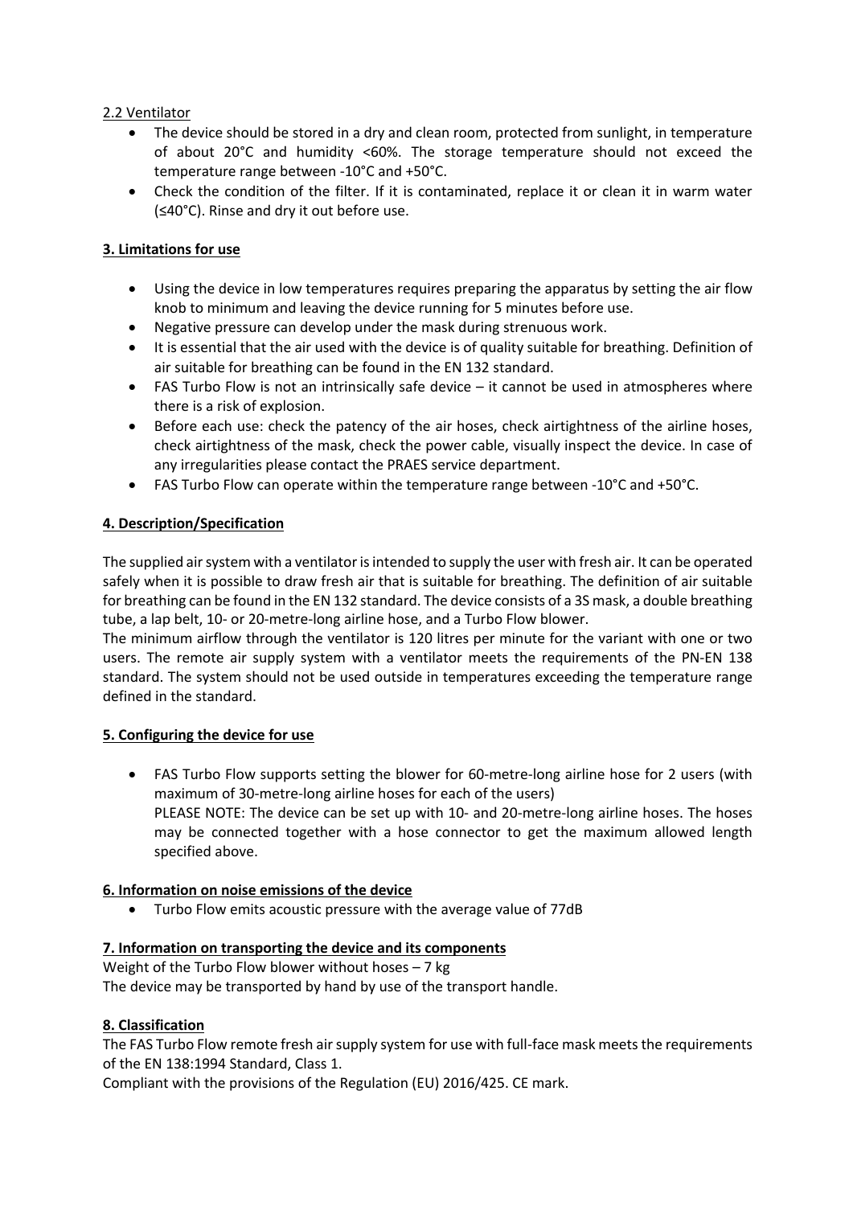2.2 Ventilator

- The device should be stored in a dry and clean room, protected from sunlight, in temperature of about 20°C and humidity <60%. The storage temperature should not exceed the temperature range between -10°C and +50°C.
- Check the condition of the filter. If it is contaminated, replace it or clean it in warm water (≤40°C). Rinse and dry it out before use.

## 3. Limitations for use

- Using the device in low temperatures requires preparing the apparatus by setting the air flow knob to minimum and leaving the device running for 5 minutes before use.
- Negative pressure can develop under the mask during strenuous work.
- It is essential that the air used with the device is of quality suitable for breathing. Definition of air suitable for breathing can be found in the EN 132 standard.
- FAS Turbo Flow is not an intrinsically safe device – it cannot be used in atmospheres where there is a risk of explosion.
- Before each use: check the patency of the air hoses, check airtightness of the airline hoses, check airtightness of the mask, check the power cable, visually inspect the device. In case of any irregularities please contact the PRAES service department.
- FAS Turbo Flow can operate within the temperature range between -10°C and +50°C.

## 4. Description/Specification

The supplied air system with a ventilator is intended to supply the user with fresh air. It can be operated safely when it is possible to draw fresh air that is suitable for breathing. The definition of air suitable for breathing can be found in the EN 132 standard. The device consists of a 3S mask, a double breathing tube, a lap belt, 10- or 20-metre-long airline hose, and a Turbo Flow blower.
The minimum airflow through the ventilator is 120 litres per minute for the variant with one or two users. The remote air supply system with a ventilator meets the requirements of the PN-EN 138 standard. The system should not be used outside in temperatures exceeding the temperature range defined in the standard.

## 5. Configuring the device for use

- FAS Turbo Flow supports setting the blower for 60-metre-long airline hose for 2 users (with maximum of 30-metre-long airline hoses for each of the users)
  PLEASE NOTE: The device can be set up with 10- and 20-metre-long airline hoses. The hoses may be connected together with a hose connector to get the maximum allowed length specified above.

## 6. Information on noise emissions of the device

- Turbo Flow emits acoustic pressure with the average value of 77dB

## 7. Information on transporting the device and its components

Weight of the Turbo Flow blower without hoses – 7 kg
The device may be transported by hand by use of the transport handle.

## 8. Classification

The FAS Turbo Flow remote fresh air supply system for use with full-face mask meets the requirements of the EN 138:1994 Standard, Class 1.
Compliant with the provisions of the Regulation (EU) 2016/425. CE mark.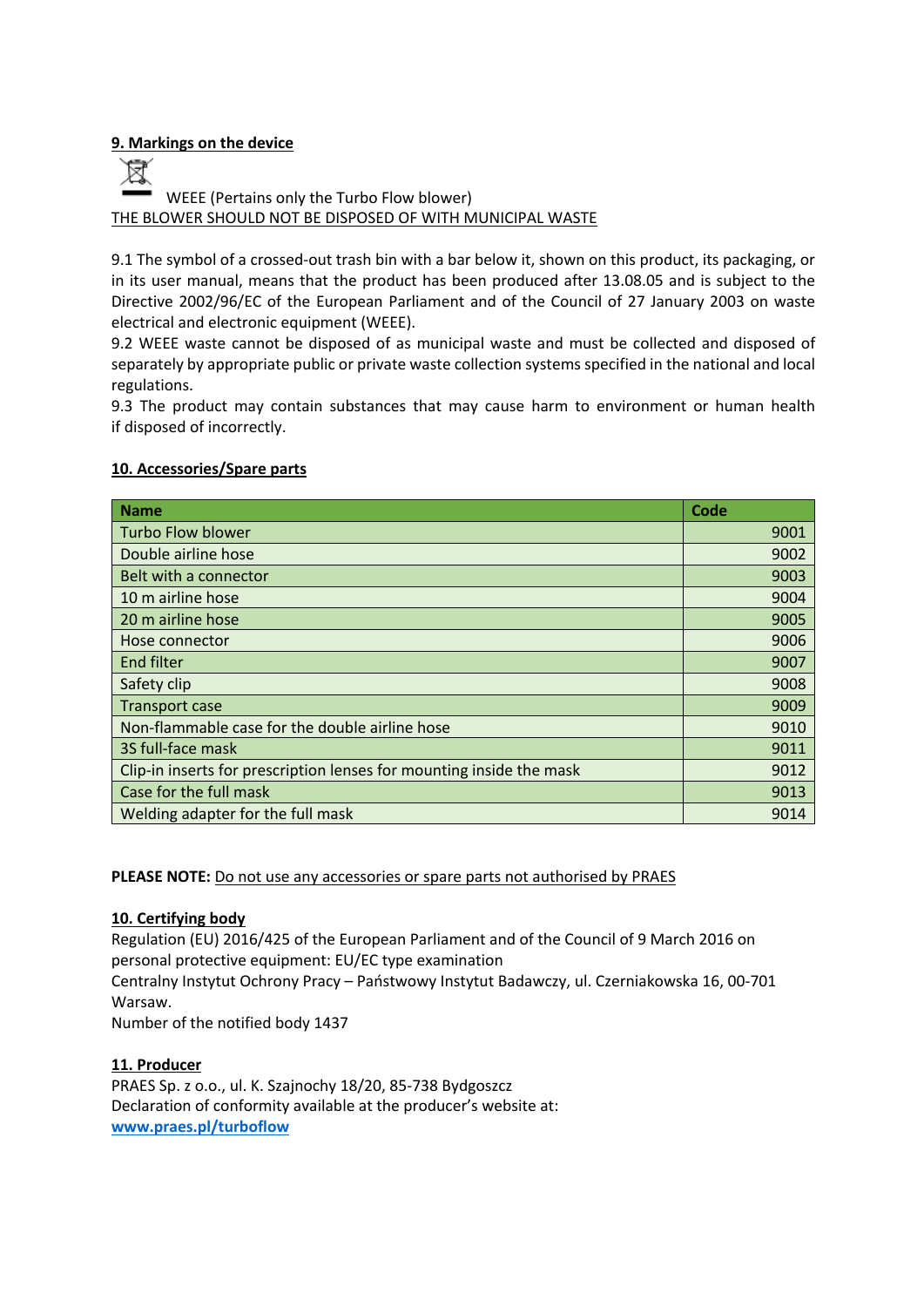## 9. Markings on the device

WEEE (Pertains only the Turbo Flow blower)

THE BLOWER SHOULD NOT BE DISPOSED OF WITH MUNICIPAL WASTE

9.1 The symbol of a crossed-out trash bin with a bar below it, shown on this product, its packaging, or in its user manual, means that the product has been produced after 13.08.05 and is subject to the Directive 2002/96/EC of the European Parliament and of the Council of 27 January 2003 on waste electrical and electronic equipment (WEEE).

9.2 WEEE waste cannot be disposed of as municipal waste and must be collected and disposed of separately by appropriate public or private waste collection systems specified in the national and local regulations.

9.3 The product may contain substances that may cause harm to environment or human health if disposed of incorrectly.

## 10. Accessories/Spare parts

| Name | Code |
|---|---|
| Turbo Flow blower | 9001 |
| Double airline hose | 9002 |
| Belt with a connector | 9003 |
| 10 m airline hose | 9004 |
| 20 m airline hose | 9005 |
| Hose connector | 9006 |
| End filter | 9007 |
| Safety clip | 9008 |
| Transport case | 9009 |
| Non-flammable case for the double airline hose | 9010 |
| 3S full-face mask | 9011 |
| Clip-in inserts for prescription lenses for mounting inside the mask | 9012 |
| Case for the full mask | 9013 |
| Welding adapter for the full mask | 9014 |

**PLEASE NOTE:** Do not use any accessories or spare parts not authorised by PRAES

## 10. Certifying body

Regulation (EU) 2016/425 of the European Parliament and of the Council of 9 March 2016 on personal protective equipment: EU/EC type examination

Centralny Instytut Ochrony Pracy – Państwowy Instytut Badawczy, ul. Czerniakowska 16, 00-701 Warsaw.

Number of the notified body 1437

## 11. Producer

PRAES Sp. z o.o., ul. K. Szajnochy 18/20, 85-738 Bydgoszcz

Declaration of conformity available at the producer's website at:

**www.praes.pl/turboflow**